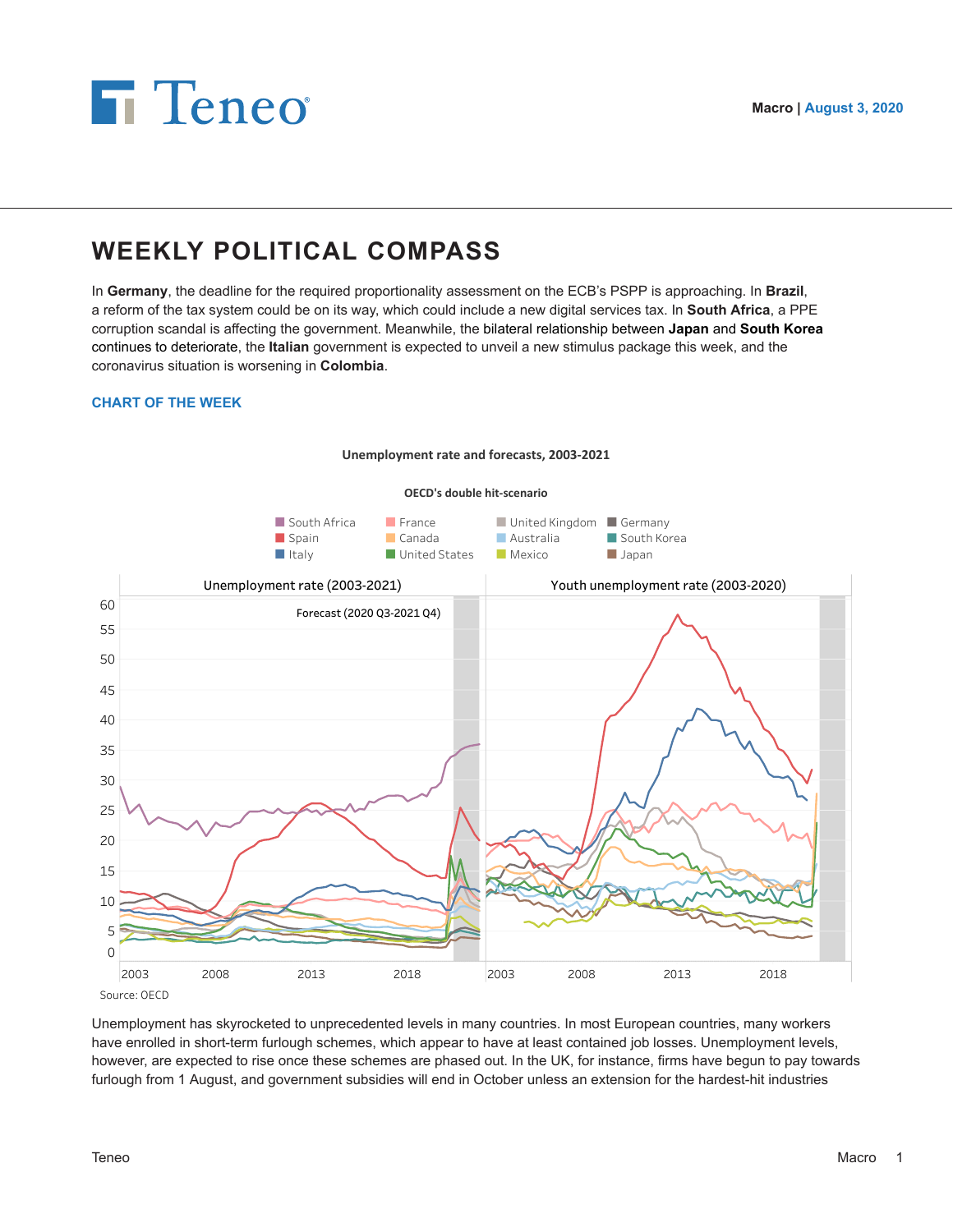Teneo

Macro | August 3, 2020

# WEEKLY POLITICAL COMPASS

In **Germany**, the deadline for the required proportionality assessment on the ECB's PSPP is approaching. In **Brazil**, a reform of the tax system could be on its way, which could include a new digital services tax. In **South Africa**, a PPE corruption scandal is affecting the government. Meanwhile, the bilateral relationship between **Japan** and **South Korea** continues to deteriorate, the **Italian** government is expected to unveil a new stimulus package this week, and the coronavirus situation is worsening in **Colombia**.

## CHART OF THE WEEK

Unemployment rate and forecasts, 2003-2021

OECD's double hit-scenario

South Africa
Spain
Italy
France
Canada
United States
United Kingdom
Australia
Mexico
Germany
South Korea
Japan

Unemployment rate (2003-2021)

Forecast (2020 Q3-2021 Q4)

Youth unemployment rate (2003-2020)

60
55
50
45
40
35
30
25
20
15
10
5
0

2003
2008
2013
2018

2003
2008
2013
2018

Source: OECD

Unemployment has skyrocketed to unprecedented levels in many countries. In most European countries, many workers have enrolled in short-term furlough schemes, which appear to have at least contained job losses. Unemployment levels, however, are expected to rise once these schemes are phased out. In the UK, for instance, firms have begun to pay towards furlough from 1 August, and government subsidies will end in October unless an extension for the hardest-hit industries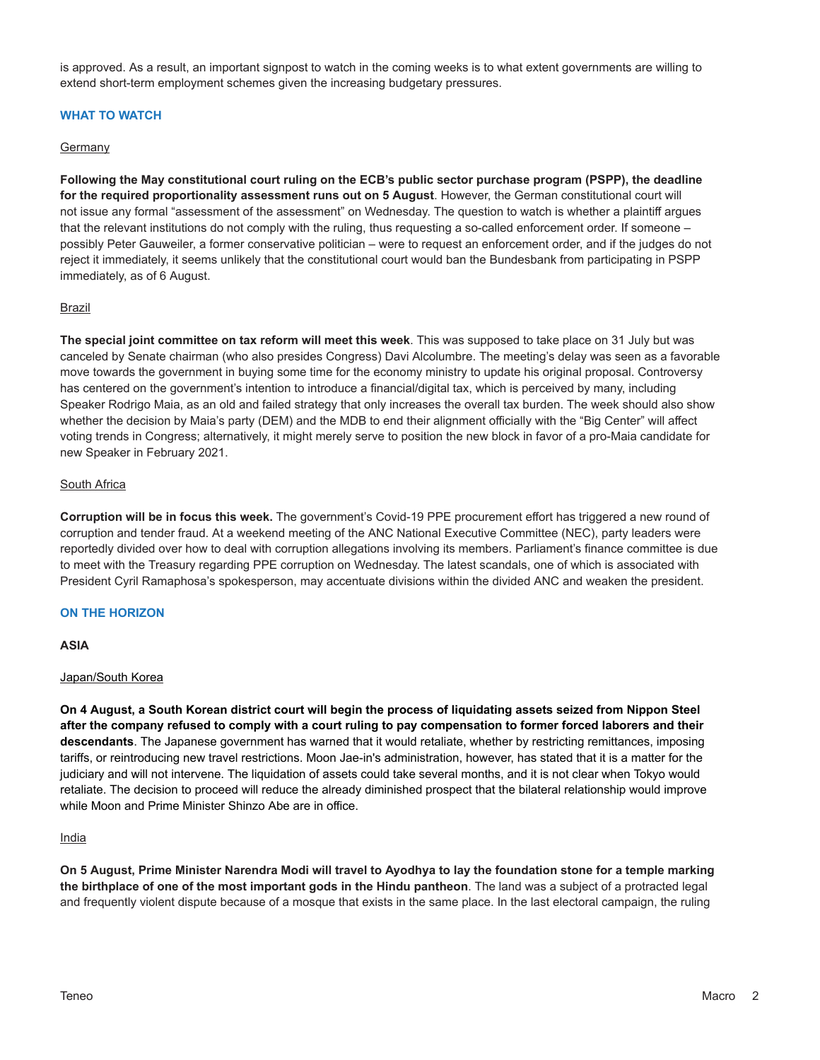is approved. As a result, an important signpost to watch in the coming weeks is to what extent governments are willing to extend short-term employment schemes given the increasing budgetary pressures.

## WHAT TO WATCH

### Germany

**Following the May constitutional court ruling on the ECB's public sector purchase program (PSPP), the deadline for the required proportionality assessment runs out on 5 August**. However, the German constitutional court will not issue any formal "assessment of the assessment" on Wednesday. The question to watch is whether a plaintiff argues that the relevant institutions do not comply with the ruling, thus requesting a so-called enforcement order. If someone – possibly Peter Gauweiler, a former conservative politician – were to request an enforcement order, and if the judges do not reject it immediately, it seems unlikely that the constitutional court would ban the Bundesbank from participating in PSPP immediately, as of 6 August.

### Brazil

**The special joint committee on tax reform will meet this week**. This was supposed to take place on 31 July but was canceled by Senate chairman (who also presides Congress) Davi Alcolumbre. The meeting's delay was seen as a favorable move towards the government in buying some time for the economy ministry to update his original proposal. Controversy has centered on the government's intention to introduce a financial/digital tax, which is perceived by many, including Speaker Rodrigo Maia, as an old and failed strategy that only increases the overall tax burden. The week should also show whether the decision by Maia's party (DEM) and the MDB to end their alignment officially with the "Big Center" will affect voting trends in Congress; alternatively, it might merely serve to position the new block in favor of a pro-Maia candidate for new Speaker in February 2021.

### South Africa

**Corruption will be in focus this week.** The government's Covid-19 PPE procurement effort has triggered a new round of corruption and tender fraud. At a weekend meeting of the ANC National Executive Committee (NEC), party leaders were reportedly divided over how to deal with corruption allegations involving its members. Parliament's finance committee is due to meet with the Treasury regarding PPE corruption on Wednesday. The latest scandals, one of which is associated with President Cyril Ramaphosa's spokesperson, may accentuate divisions within the divided ANC and weaken the president.

## ON THE HORIZON

### ASIA

#### Japan/South Korea

**On 4 August, a South Korean district court will begin the process of liquidating assets seized from Nippon Steel after the company refused to comply with a court ruling to pay compensation to former forced laborers and their descendants**. The Japanese government has warned that it would retaliate, whether by restricting remittances, imposing tariffs, or reintroducing new travel restrictions. Moon Jae-in's administration, however, has stated that it is a matter for the judiciary and will not intervene. The liquidation of assets could take several months, and it is not clear when Tokyo would retaliate. The decision to proceed will reduce the already diminished prospect that the bilateral relationship would improve while Moon and Prime Minister Shinzo Abe are in office.

#### India

**On 5 August, Prime Minister Narendra Modi will travel to Ayodhya to lay the foundation stone for a temple marking the birthplace of one of the most important gods in the Hindu pantheon**. The land was a subject of a protracted legal and frequently violent dispute because of a mosque that exists in the same place. In the last electoral campaign, the ruling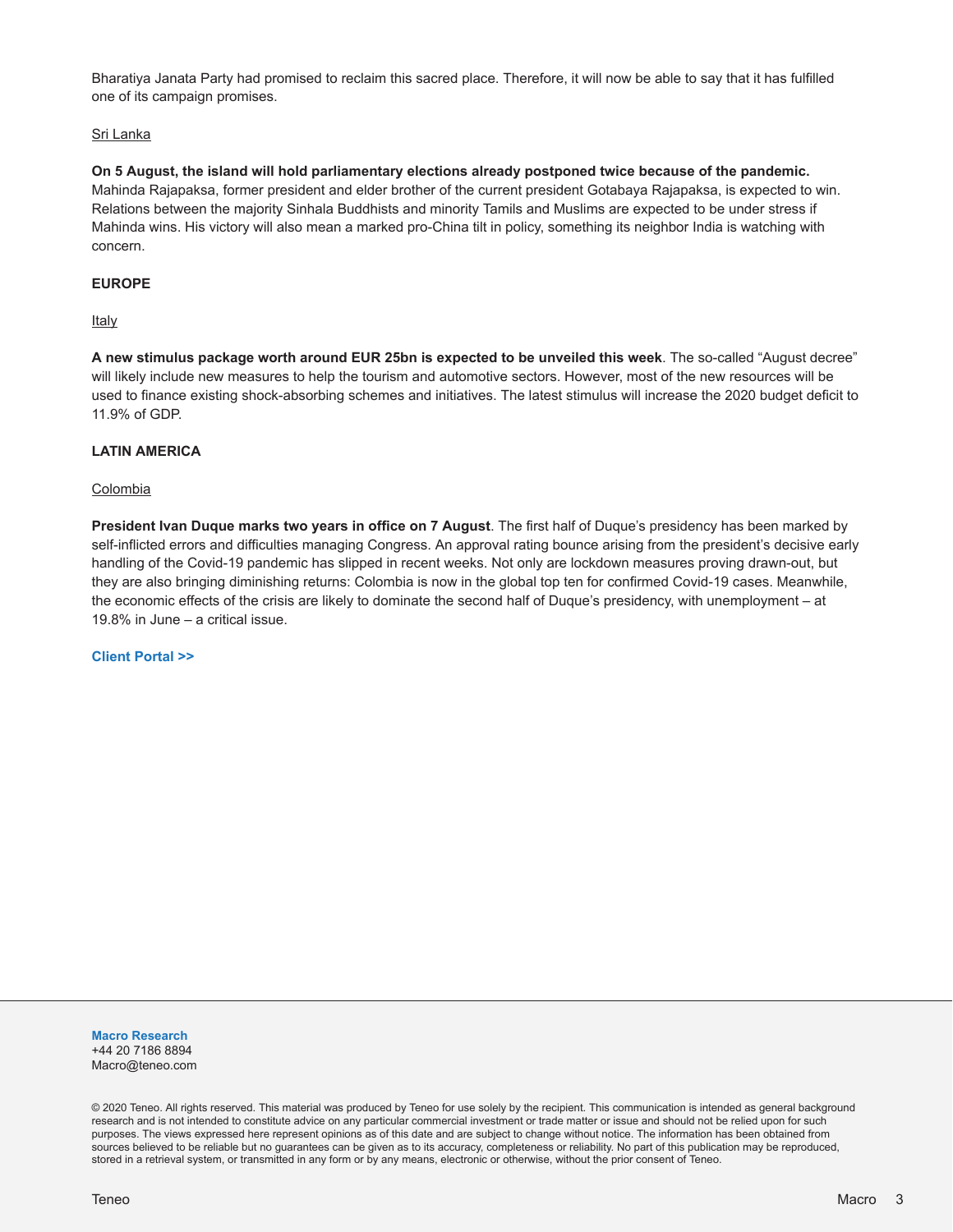Bharatiya Janata Party had promised to reclaim this sacred place. Therefore, it will now be able to say that it has fulfilled one of its campaign promises.

Sri Lanka

**On 5 August, the island will hold parliamentary elections already postponed twice because of the pandemic.** Mahinda Rajapaksa, former president and elder brother of the current president Gotabaya Rajapaksa, is expected to win. Relations between the majority Sinhala Buddhists and minority Tamils and Muslims are expected to be under stress if Mahinda wins. His victory will also mean a marked pro-China tilt in policy, something its neighbor India is watching with concern.

**EUROPE**

Italy

**A new stimulus package worth around EUR 25bn is expected to be unveiled this week**. The so-called "August decree" will likely include new measures to help the tourism and automotive sectors. However, most of the new resources will be used to finance existing shock-absorbing schemes and initiatives. The latest stimulus will increase the 2020 budget deficit to 11.9% of GDP.

**LATIN AMERICA**

Colombia

**President Ivan Duque marks two years in office on 7 August**. The first half of Duque's presidency has been marked by self-inflicted errors and difficulties managing Congress. An approval rating bounce arising from the president's decisive early handling of the Covid-19 pandemic has slipped in recent weeks. Not only are lockdown measures proving drawn-out, but they are also bringing diminishing returns: Colombia is now in the global top ten for confirmed Covid-19 cases. Meanwhile, the economic effects of the crisis are likely to dominate the second half of Duque's presidency, with unemployment – at 19.8% in June – a critical issue.

**Client Portal >>**

**Macro Research**
+44 20 7186 8894
Macro@teneo.com

© 2020 Teneo. All rights reserved. This material was produced by Teneo for use solely by the recipient. This communication is intended as general background research and is not intended to constitute advice on any particular commercial investment or trade matter or issue and should not be relied upon for such purposes. The views expressed here represent opinions as of this date and are subject to change without notice. The information has been obtained from sources believed to be reliable but no guarantees can be given as to its accuracy, completeness or reliability. No part of this publication may be reproduced, stored in a retrieval system, or transmitted in any form or by any means, electronic or otherwise, without the prior consent of Teneo.